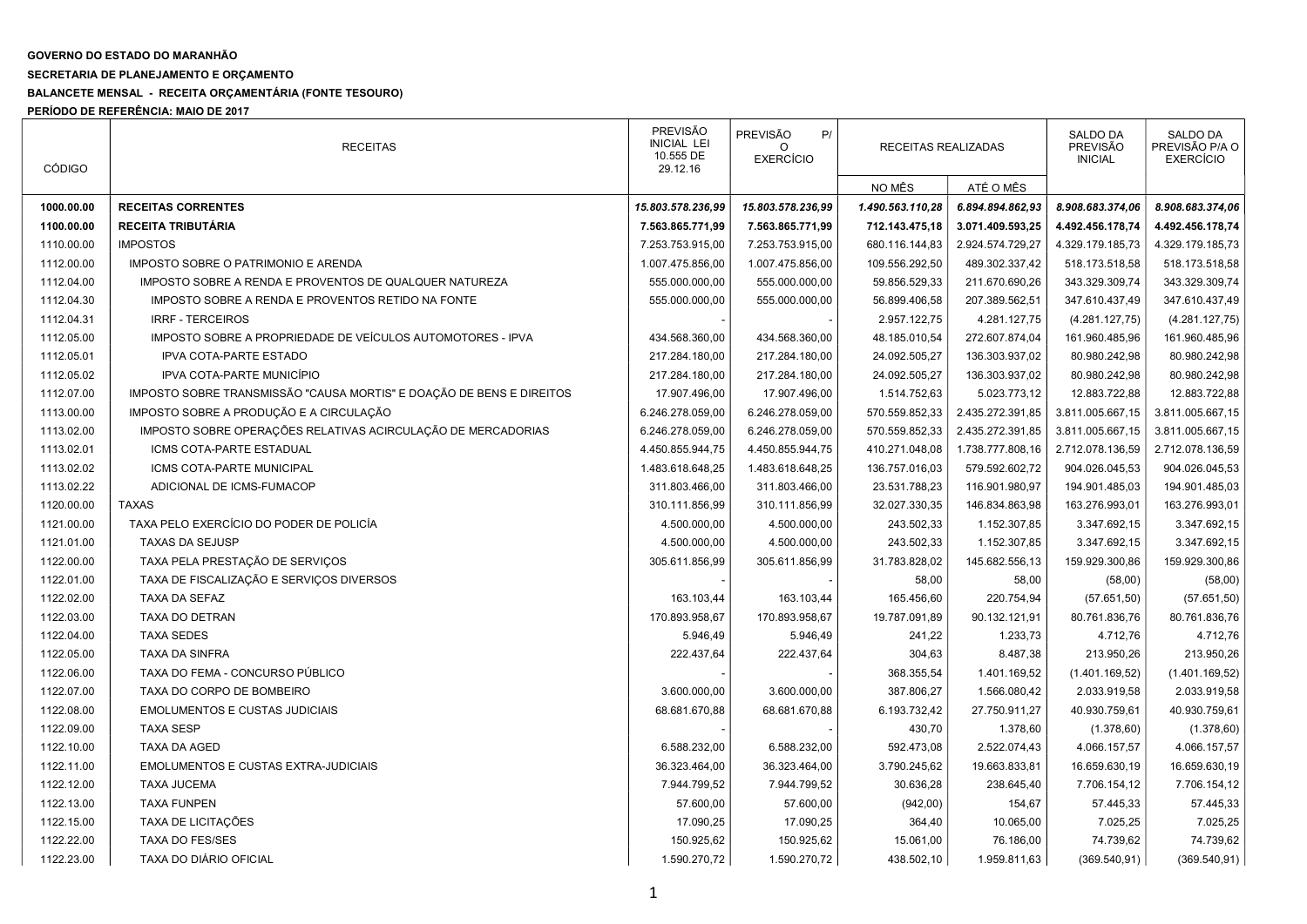**GOVERNO DO ESTADO DO MARANHÃO**

**SECRETARIA DE PLANEJAMENTO E ORÇAMENTO**

**BALANCETE MENSAL - RECEITA ORÇAMENTÁRIA (FONTE TESOURO)**

**PERÍODO DE REFERÊNCIA: MAIO DE 2017**

| CÓDIGO | RECEITAS | PREVISÃO INICIAL LEI 10.555 DE 29.12.16 | PREVISÃO P/ O EXERCÍCIO | RECEITAS REALIZADAS | | SALDO DA PREVISÃO INICIAL | SALDO DA PREVISÃO P/A O EXERCÍCIO |
|---|---|---|---|---|---|---|---|
| | | | | NO MÊS | ATÉ O MÊS | | |
| **1000.00.00** | **RECEITAS CORRENTES** | ***15.803.578.236,99*** | ***15.803.578.236,99*** | ***1.490.563.110,28*** | ***6.894.894.862,93*** | ***8.908.683.374,06*** | ***8.908.683.374,06*** |
| **1100.00.00** | **RECEITA TRIBUTÁRIA** | **7.563.865.771,99** | **7.563.865.771,99** | **712.143.475,18** | **3.071.409.593,25** | **4.492.456.178,74** | **4.492.456.178,74** |
| 1110.00.00 | IMPOSTOS | 7.253.753.915,00 | 7.253.753.915,00 | 680.116.144,83 | 2.924.574.729,27 | 4.329.179.185,73 | 4.329.179.185,73 |
| 1112.00.00 | IMPOSTO SOBRE O PATRIMONIO E ARENDA | 1.007.475.856,00 | 1.007.475.856,00 | 109.556.292,50 | 489.302.337,42 | 518.173.518,58 | 518.173.518,58 |
| 1112.04.00 | IMPOSTO SOBRE A RENDA E PROVENTOS DE QUALQUER NATUREZA | 555.000.000,00 | 555.000.000,00 | 59.856.529,33 | 211.670.690,26 | 343.329.309,74 | 343.329.309,74 |
| 1112.04.30 | IMPOSTO SOBRE A RENDA E PROVENTOS RETIDO NA FONTE | 555.000.000,00 | 555.000.000,00 | 56.899.406,58 | 207.389.562,51 | 347.610.437,49 | 347.610.437,49 |
| 1112.04.31 | IRRF - TERCEIROS | - | - | 2.957.122,75 | 4.281.127,75 | (4.281.127,75) | (4.281.127,75) |
| 1112.05.00 | IMPOSTO SOBRE A PROPRIEDADE DE VEÍCULOS AUTOMOTORES - IPVA | 434.568.360,00 | 434.568.360,00 | 48.185.010,54 | 272.607.874,04 | 161.960.485,96 | 161.960.485,96 |
| 1112.05.01 | IPVA COTA-PARTE ESTADO | 217.284.180,00 | 217.284.180,00 | 24.092.505,27 | 136.303.937,02 | 80.980.242,98 | 80.980.242,98 |
| 1112.05.02 | IPVA COTA-PARTE MUNICÍPIO | 217.284.180,00 | 217.284.180,00 | 24.092.505,27 | 136.303.937,02 | 80.980.242,98 | 80.980.242,98 |
| 1112.07.00 | IMPOSTO SOBRE TRANSMISSÃO "CAUSA MORTIS" E DOAÇÃO DE BENS E DIREITOS | 17.907.496,00 | 17.907.496,00 | 1.514.752,63 | 5.023.773,12 | 12.883.722,88 | 12.883.722,88 |
| 1113.00.00 | IMPOSTO SOBRE A PRODUÇÃO E A CIRCULAÇÃO | 6.246.278.059,00 | 6.246.278.059,00 | 570.559.852,33 | 2.435.272.391,85 | 3.811.005.667,15 | 3.811.005.667,15 |
| 1113.02.00 | IMPOSTO SOBRE OPERAÇÕES RELATIVAS ACIRCULAÇÃO DE MERCADORIAS | 6.246.278.059,00 | 6.246.278.059,00 | 570.559.852,33 | 2.435.272.391,85 | 3.811.005.667,15 | 3.811.005.667,15 |
| 1113.02.01 | ICMS COTA-PARTE ESTADUAL | 4.450.855.944,75 | 4.450.855.944,75 | 410.271.048,08 | 1.738.777.808,16 | 2.712.078.136,59 | 2.712.078.136,59 |
| 1113.02.02 | ICMS COTA-PARTE MUNICIPAL | 1.483.618.648,25 | 1.483.618.648,25 | 136.757.016,03 | 579.592.602,72 | 904.026.045,53 | 904.026.045,53 |
| 1113.02.22 | ADICIONAL DE ICMS-FUMACOP | 311.803.466,00 | 311.803.466,00 | 23.531.788,23 | 116.901.980,97 | 194.901.485,03 | 194.901.485,03 |
| 1120.00.00 | TAXAS | 310.111.856,99 | 310.111.856,99 | 32.027.330,35 | 146.834.863,98 | 163.276.993,01 | 163.276.993,01 |
| 1121.00.00 | TAXA PELO EXERCÍCIO DO PODER DE POLICÍA | 4.500.000,00 | 4.500.000,00 | 243.502,33 | 1.152.307,85 | 3.347.692,15 | 3.347.692,15 |
| 1121.01.00 | TAXAS DA SEJUSP | 4.500.000,00 | 4.500.000,00 | 243.502,33 | 1.152.307,85 | 3.347.692,15 | 3.347.692,15 |
| 1122.00.00 | TAXA PELA PRESTAÇÃO DE SERVIÇOS | 305.611.856,99 | 305.611.856,99 | 31.783.828,02 | 145.682.556,13 | 159.929.300,86 | 159.929.300,86 |
| 1122.01.00 | TAXA DE FISCALIZAÇÃO E SERVIÇOS DIVERSOS | - | - | 58,00 | 58,00 | (58,00) | (58,00) |
| 1122.02.00 | TAXA DA SEFAZ | 163.103,44 | 163.103,44 | 165.456,60 | 220.754,94 | (57.651,50) | (57.651,50) |
| 1122.03.00 | TAXA DO DETRAN | 170.893.958,67 | 170.893.958,67 | 19.787.091,89 | 90.132.121,91 | 80.761.836,76 | 80.761.836,76 |
| 1122.04.00 | TAXA SEDES | 5.946,49 | 5.946,49 | 241,22 | 1.233,73 | 4.712,76 | 4.712,76 |
| 1122.05.00 | TAXA DA SINFRA | 222.437,64 | 222.437,64 | 304,63 | 8.487,38 | 213.950,26 | 213.950,26 |
| 1122.06.00 | TAXA DO FEMA - CONCURSO PÚBLICO | - | - | 368.355,54 | 1.401.169,52 | (1.401.169,52) | (1.401.169,52) |
| 1122.07.00 | TAXA DO CORPO DE BOMBEIRO | 3.600.000,00 | 3.600.000,00 | 387.806,27 | 1.566.080,42 | 2.033.919,58 | 2.033.919,58 |
| 1122.08.00 | EMOLUMENTOS E CUSTAS JUDICIAIS | 68.681.670,88 | 68.681.670,88 | 6.193.732,42 | 27.750.911,27 | 40.930.759,61 | 40.930.759,61 |
| 1122.09.00 | TAXA SESP | - | - | 430,70 | 1.378,60 | (1.378,60) | (1.378,60) |
| 1122.10.00 | TAXA DA AGED | 6.588.232,00 | 6.588.232,00 | 592.473,08 | 2.522.074,43 | 4.066.157,57 | 4.066.157,57 |
| 1122.11.00 | EMOLUMENTOS E CUSTAS EXTRA-JUDICIAIS | 36.323.464,00 | 36.323.464,00 | 3.790.245,62 | 19.663.833,81 | 16.659.630,19 | 16.659.630,19 |
| 1122.12.00 | TAXA JUCEMA | 7.944.799,52 | 7.944.799,52 | 30.636,28 | 238.645,40 | 7.706.154,12 | 7.706.154,12 |
| 1122.13.00 | TAXA FUNPEN | 57.600,00 | 57.600,00 | (942,00) | 154,67 | 57.445,33 | 57.445,33 |
| 1122.15.00 | TAXA DE LICITAÇÕES | 17.090,25 | 17.090,25 | 364,40 | 10.065,00 | 7.025,25 | 7.025,25 |
| 1122.22.00 | TAXA DO FES/SES | 150.925,62 | 150.925,62 | 15.061,00 | 76.186,00 | 74.739,62 | 74.739,62 |
| 1122.23.00 | TAXA DO DIÁRIO OFICIAL | 1.590.270,72 | 1.590.270,72 | 438.502,10 | 1.959.811,63 | (369.540,91) | (369.540,91) |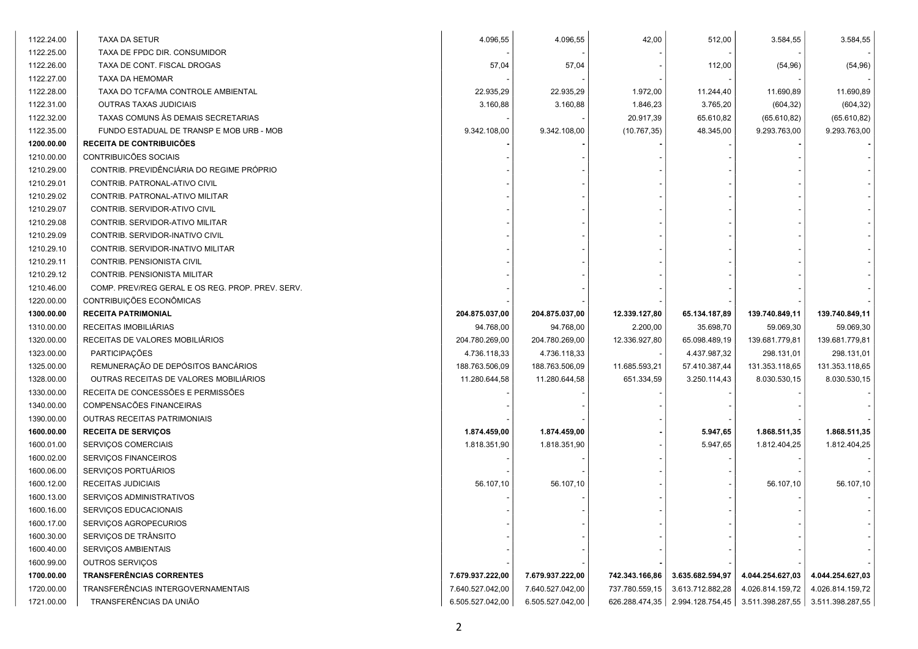| | | | | | | | |
|---|---|---|---|---|---|---|---|
| 1122.24.00 | TAXA DA SETUR | 4.096,55 | 4.096,55 | 42,00 | 512,00 | 3.584,55 | 3.584,55 |
| 1122.25.00 | TAXA DE FPDC DIR. CONSUMIDOR | - | - | - | - | - | - |
| 1122.26.00 | TAXA DE CONT. FISCAL DROGAS | 57,04 | 57,04 | - | 112,00 | (54,96) | (54,96) |
| 1122.27.00 | TAXA DA HEMOMAR | - | - | - | - | - | - |
| 1122.28.00 | TAXA DO TCFA/MA CONTROLE AMBIENTAL | 22.935,29 | 22.935,29 | 1.972,00 | 11.244,40 | 11.690,89 | 11.690,89 |
| 1122.31.00 | OUTRAS TAXAS JUDICIAIS | 3.160,88 | 3.160,88 | 1.846,23 | 3.765,20 | (604,32) | (604,32) |
| 1122.32.00 | TAXAS COMUNS ÀS DEMAIS SECRETARIAS | - | - | 20.917,39 | 65.610,82 | (65.610,82) | (65.610,82) |
| 1122.35.00 | FUNDO ESTADUAL DE TRANSP E MOB URB - MOB | 9.342.108,00 | 9.342.108,00 | (10.767,35) | 48.345,00 | 9.293.763,00 | 9.293.763,00 |
| **1200.00.00** | **RECEITA DE CONTRIBUICÕES** | **-** | **-** | **-** | - | **-** | **-** |
| 1210.00.00 | CONTRIBUICÕES SOCIAIS | - | - | - | - | - | - |
| 1210.29.00 | CONTRIB. PREVIDÊNCIÁRIA DO REGIME PRÓPRIO | - | - | - | - | - | - |
| 1210.29.01 | CONTRIB. PATRONAL-ATIVO CIVIL | - | - | - | - | - | - |
| 1210.29.02 | CONTRIB. PATRONAL-ATIVO MILITAR | - | - | - | - | - | - |
| 1210.29.07 | CONTRIB. SERVIDOR-ATIVO CIVIL | - | - | - | - | - | - |
| 1210.29.08 | CONTRIB. SERVIDOR-ATIVO MILITAR | - | - | - | - | - | - |
| 1210.29.09 | CONTRIB. SERVIDOR-INATIVO CIVIL | - | - | - | - | - | - |
| 1210.29.10 | CONTRIB. SERVIDOR-INATIVO MILITAR | - | - | - | - | - | - |
| 1210.29.11 | CONTRIB. PENSIONISTA CIVIL | - | - | - | - | - | - |
| 1210.29.12 | CONTRIB. PENSIONISTA MILITAR | - | - | - | - | - | - |
| 1210.46.00 | COMP. PREV/REG GERAL E OS REG. PROP. PREV. SERV. | - | - | - | - | - | - |
| 1220.00.00 | CONTRIBUIÇÕES ECONÔMICAS | - | - | - | - | - | - |
| **1300.00.00** | **RECEITA PATRIMONIAL** | **204.875.037,00** | **204.875.037,00** | **12.339.127,80** | **65.134.187,89** | **139.740.849,11** | **139.740.849,11** |
| 1310.00.00 | RECEITAS IMOBILIÁRIAS | 94.768,00 | 94.768,00 | 2.200,00 | 35.698,70 | 59.069,30 | 59.069,30 |
| 1320.00.00 | RECEITAS DE VALORES MOBILIÁRIOS | 204.780.269,00 | 204.780.269,00 | 12.336.927,80 | 65.098.489,19 | 139.681.779,81 | 139.681.779,81 |
| 1323.00.00 | PARTICIPAÇÕES | 4.736.118,33 | 4.736.118,33 | - | 4.437.987,32 | 298.131,01 | 298.131,01 |
| 1325.00.00 | REMUNERAÇÃO DE DEPÓSITOS BANCÁRIOS | 188.763.506,09 | 188.763.506,09 | 11.685.593,21 | 57.410.387,44 | 131.353.118,65 | 131.353.118,65 |
| 1328.00.00 | OUTRAS RECEITAS DE VALORES MOBILIÁRIOS | 11.280.644,58 | 11.280.644,58 | 651.334,59 | 3.250.114,43 | 8.030.530,15 | 8.030.530,15 |
| 1330.00.00 | RECEITA DE CONCESSÕES E PERMISSÕES | - | - | - | - | - | - |
| 1340.00.00 | COMPENSACÕES FINANCEIRAS | - | - | - | - | - | - |
| 1390.00.00 | OUTRAS RECEITAS PATRIMONIAIS | - | - | - | - | - | - |
| **1600.00.00** | **RECEITA DE SERVIÇOS** | **1.874.459,00** | **1.874.459,00** | **-** | **5.947,65** | **1.868.511,35** | **1.868.511,35** |
| 1600.01.00 | SERVIÇOS COMERCIAIS | 1.818.351,90 | 1.818.351,90 | - | 5.947,65 | 1.812.404,25 | 1.812.404,25 |
| 1600.02.00 | SERVIÇOS FINANCEIROS | - | - | - | - | - | - |
| 1600.06.00 | SERVIÇOS PORTUÁRIOS | - | - | - | - | - | - |
| 1600.12.00 | RECEITAS JUDICIAIS | 56.107,10 | 56.107,10 | - | - | 56.107,10 | 56.107,10 |
| 1600.13.00 | SERVIÇOS ADMINISTRATIVOS | - | - | - | - | - | - |
| 1600.16.00 | SERVIÇOS EDUCACIONAIS | - | - | - | - | - | - |
| 1600.17.00 | SERVIÇOS AGROPECURIOS | - | - | - | - | - | - |
| 1600.30.00 | SERVIÇOS DE TRÂNSITO | - | - | - | - | - | - |
| 1600.40.00 | SERVIÇOS AMBIENTAIS | - | - | - | - | - | - |
| 1600.99.00 | OUTROS SERVIÇOS | - | - | - | - | - | - |
| **1700.00.00** | **TRANSFERÊNCIAS CORRENTES** | **7.679.937.222,00** | **7.679.937.222,00** | **742.343.166,86** | **3.635.682.594,97** | **4.044.254.627,03** | **4.044.254.627,03** |
| 1720.00.00 | TRANSFERÊNCIAS INTERGOVERNAMENTAIS | 7.640.527.042,00 | 7.640.527.042,00 | 737.780.559,15 | 3.613.712.882,28 | 4.026.814.159,72 | 4.026.814.159,72 |
| 1721.00.00 | TRANSFERÊNCIAS DA UNIÃO | 6.505.527.042,00 | 6.505.527.042,00 | 626.288.474,35 | 2.994.128.754,45 | 3.511.398.287,55 | 3.511.398.287,55 |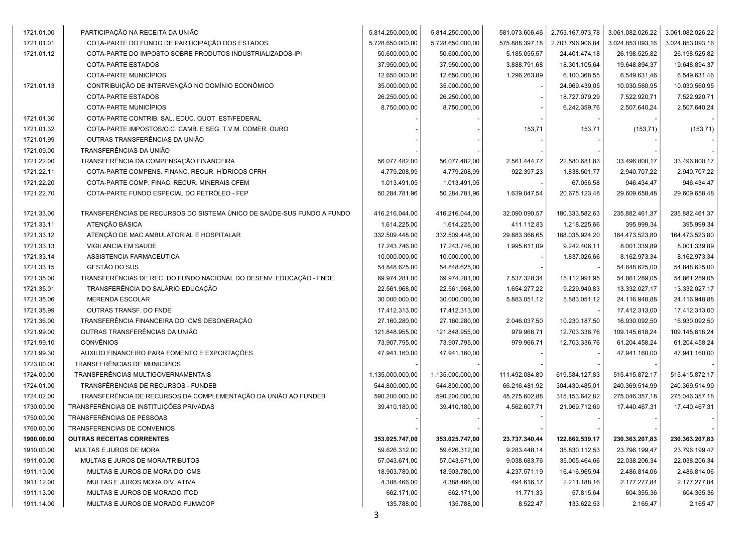| | | | | | | | |
|---|---|---|---|---|---|---|---|
| 1721.01.00 | PARTICIPAÇÃO NA RECEITA DA UNIÃO | 5.814.250.000,00 | 5.814.250.000,00 | 581.073.606,46 | 2.753.167.973,78 | 3.061.082.026,22 | 3.061.082.026,22 |
| 1721.01.01 | COTA-PARTE DO FUNDO DE PARTICIPAÇÃO DOS ESTADOS | 5.728.650.000,00 | 5.728.650.000,00 | 575.888.397,18 | 2.703.796.906,84 | 3.024.853.093,16 | 3.024.853.093,16 |
| 1721.01.12 | COTA-PARTE DO IMPOSTO SOBRE PRODUTOS INDUSTRIALIZADOS-IPI | 50.600.000,00 | 50.600.000,00 | 5.185.055,57 | 24.401.474,18 | 26.198.525,82 | 26.198.525,82 |
| | COTA-PARTE ESTADOS | 37.950.000,00 | 37.950.000,00 | 3.888.791,68 | 18.301.105,64 | 19.648.894,37 | 19.648.894,37 |
| | COTA-PARTE MUNICÍPIOS | 12.650.000,00 | 12.650.000,00 | 1.296.263,89 | 6.100.368,55 | 6.549.631,46 | 6.549.631,46 |
| 1721.01.13 | CONTRIBUIÇÃO DE INTERVENÇÃO NO DOMÍNIO ECONÔMICO | 35.000.000,00 | 35.000.000,00 | - | 24.969.439,05 | 10.030.560,95 | 10.030.560,95 |
| | COTA-PARTE ESTADOS | 26.250.000,00 | 26.250.000,00 | - | 18.727.079,29 | 7.522.920,71 | 7.522.920,71 |
| | COTA-PARTE MUNICÍPIOS | 8.750.000,00 | 8.750.000,00 | - | 6.242.359,76 | 2.507.640,24 | 2.507.640,24 |
| 1721.01.30 | COTA-PARTE CONTRIB. SAL. EDUC. QUOT. EST/FEDERAL | - | - | - | - | - | - |
| 1721.01.32 | COTA-PARTE IMPOSTOS/O.C. CAMB. E SEG. T.V.M. COMER. OURO | - | - | 153,71 | 153,71 | (153,71) | (153,71) |
| 1721.01.99 | OUTRAS TRANSFERÊNCIAS DA UNIÃO | - | - | - | - | - | - |
| 1721.09.00 | TRANSFERÊNCIAS DA UNIÃO | - | - | - | - | - | - |
| 1721.22.00 | TRANSFERÊNCIA DA COMPENSAÇÃO FINANCEIRA | 56.077.482,00 | 56.077.482,00 | 2.561.444,77 | 22.580.681,83 | 33.496.800,17 | 33.496.800,17 |
| 1721.22.11 | COTA-PARTE COMPENS. FINANC. RECUR. HÍDRICOS CFRH | 4.779.208,99 | 4.779.208,99 | 922.397,23 | 1.838.501,77 | 2.940.707,22 | 2.940.707,22 |
| 1721.22.20 | COTA-PARTE COMP. FINAC. RECUR. MINERAIS CFEM | 1.013.491,05 | 1.013.491,05 | - | 67.056,58 | 946.434,47 | 946.434,47 |
| 1721.22.70 | COTA-PARTE FUNDO ESPECIAL DO PETRÓLEO - FEP | 50.284.781,96 | 50.284.781,96 | 1.639.047,54 | 20.675.123,48 | 29.609.658,48 | 29.609.658,48 |
| 1721.33.00 | TRANSFERÊNCIAS DE RECURSOS DO SISTEMA ÚNICO DE SAÚDE-SUS FUNDO A FUNDO | 416.216.044,00 | 416.216.044,00 | 32.090.090,57 | 180.333.582,63 | 235.882.461,37 | 235.882.461,37 |
| 1721.33.11 | ATENÇÃO BÁSICA | 1.614.225,00 | 1.614.225,00 | 411.112,83 | 1.218.225,66 | 395.999,34 | 395.999,34 |
| 1721.33.12 | ATENÇÃO DE MAC AMBULATORIAL E HOSPITALAR | 332.509.448,00 | 332.509.448,00 | 29.683.366,65 | 168.035.924,20 | 164.473.523,80 | 164.473.523,80 |
| 1721.33.13 | VIGILANCIA EM SAUDE | 17.243.746,00 | 17.243.746,00 | 1.995.611,09 | 9.242.406,11 | 8.001.339,89 | 8.001.339,89 |
| 1721.33.14 | ASSISTENCIA FARMACEUTICA | 10.000.000,00 | 10.000.000,00 | - | 1.837.026,66 | 8.162.973,34 | 8.162.973,34 |
| 1721.33.15 | GESTÃO DO SUS | 54.848.625,00 | 54.848.625,00 | - | - | 54.848.625,00 | 54.848.625,00 |
| 1721.35.00 | TRANSFERÊNCIAS DE REC. DO FUNDO NACIONAL DO DESENV. EDUCAÇÃO - FNDE | 69.974.281,00 | 69.974.281,00 | 7.537.328,34 | 15.112.991,95 | 54.861.289,05 | 54.861.289,05 |
| 1721.35.01 | TRANSFERÊNCIA DO SALÁRIO EDUCAÇÃO | 22.561.968,00 | 22.561.968,00 | 1.654.277,22 | 9.229.940,83 | 13.332.027,17 | 13.332.027,17 |
| 1721.35.06 | MERENDA ESCOLAR | 30.000.000,00 | 30.000.000,00 | 5.883.051,12 | 5.883.051,12 | 24.116.948,88 | 24.116.948,88 |
| 1721.35.99 | OUTRAS TRANSF. DO FNDE | 17.412.313,00 | 17.412.313,00 | | - | 17.412.313,00 | 17.412.313,00 |
| 1721.36.00 | TRANSFERÊNCIA FINANCEIRA DO ICMS DESONERAÇÃO | 27.160.280,00 | 27.160.280,00 | 2.046.037,50 | 10.230.187,50 | 16.930.092,50 | 16.930.092,50 |
| 1721.99.00 | OUTRAS TRANSFERÊNCIAS DA UNIÃO | 121.848.955,00 | 121.848.955,00 | 979.966,71 | 12.703.336,76 | 109.145.618,24 | 109.145.618,24 |
| 1721.99.10 | CONVÊNIOS | 73.907.795,00 | 73.907.795,00 | 979.966,71 | 12.703.336,76 | 61.204.458,24 | 61.204.458,24 |
| 1721.99.30 | AUXILIO FINANCEIRO PARA FOMENTO E EXPORTAÇÕES | 47.941.160,00 | 47.941.160,00 | - | - | 47.941.160,00 | 47.941.160,00 |
| 1723.00.00 | TRANSFERÊNCIAS DE MUNICÍPIOS | - | - | - | - | - | - |
| 1724.00.00 | TRANSFERÊNCIAS MULTIGOVERNAMENTAIS | 1.135.000.000,00 | 1.135.000.000,00 | 111.492.084,80 | 619.584.127,83 | 515.415.872,17 | 515.415.872,17 |
| 1724.01.00 | TRANSFERÊNCIAS DE RECURSOS - FUNDEB | 544.800.000,00 | 544.800.000,00 | 66.216.481,92 | 304.430.485,01 | 240.369.514,99 | 240.369.514,99 |
| 1724.02.00 | TRANSFERÊNCIA DE RECURSOS DA COMPLEMENTAÇÃO DA UNIÃO AO FUNDEB | 590.200.000,00 | 590.200.000,00 | 45.275.602,88 | 315.153.642,82 | 275.046.357,18 | 275.046.357,18 |
| 1730.00.00 | TRANSFERÊNCIAS DE INSTITUIÇÕES PRIVADAS | 39.410.180,00 | 39.410.180,00 | 4.562.607,71 | 21.969.712,69 | 17.440.467,31 | 17.440.467,31 |
| 1750.00.00 | TRANSFERÊNCIAS DE PESSOAS | - | - | - | - | - | - |
| 1760.00.00 | TRANSFERENCIAS DE CONVENIOS | - | - | - | - | - | - |
| **1900.00.00** | **OUTRAS RECEITAS CORRENTES** | **353.025.747,00** | **353.025.747,00** | **23.737.340,44** | **122.662.539,17** | **230.363.207,83** | **230.363.207,83** |
| 1910.00.00 | MULTAS E JUROS DE MORA | 59.626.312,00 | 59.626.312,00 | 9.283.448,14 | 35.830.112,53 | 23.796.199,47 | 23.796.199,47 |
| 1911.00.00 | MULTAS E JUROS DE MORA/TRIBUTOS | 57.043.671,00 | 57.043.671,00 | 9.038.683,76 | 35.005.464,66 | 22.038.206,34 | 22.038.206,34 |
| 1911.10.00 | MULTAS E JUROS DE MORA DO ICMS | 18.903.780,00 | 18.903.780,00 | 4.237.571,19 | 16.416.965,94 | 2.486.814,06 | 2.486.814,06 |
| 1911.12.00 | MULTAS E JUROS MORA DIV. ATIVA | 4.388.466,00 | 4.388.466,00 | 494.616,17 | 2.211.188,16 | 2.177.277,84 | 2.177.277,84 |
| 1911.13.00 | MULTAS E JUROS DE MORADO ITCD | 662.171,00 | 662.171,00 | 11.771,33 | 57.815,64 | 604.355,36 | 604.355,36 |
| 1911.14.00 | MULTAS E JUROS DE MORADO FUMACOP | 135.788,00 | 135.788,00 | 8.522,47 | 133.622,53 | 2.165,47 | 2.165,47 |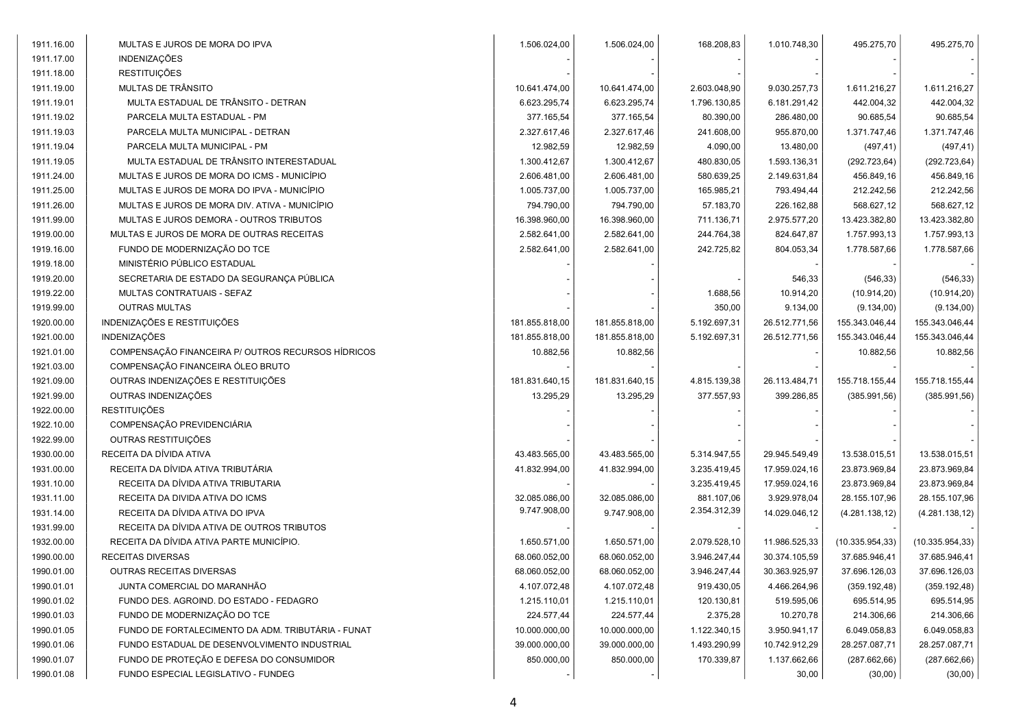| | | | | | | | |
|---|---|---|---|---|---|---|---|
| 1911.16.00 | MULTAS E JUROS DE MORA DO IPVA | 1.506.024,00 | 1.506.024,00 | 168.208,83 | 1.010.748,30 | 495.275,70 | 495.275,70 |
| 1911.17.00 | INDENIZAÇÕES | - | - | - | - | - | - |
| 1911.18.00 | RESTITUIÇÕES | - | - | - | - | - | - |
| 1911.19.00 | MULTAS DE TRÂNSITO | 10.641.474,00 | 10.641.474,00 | 2.603.048,90 | 9.030.257,73 | 1.611.216,27 | 1.611.216,27 |
| 1911.19.01 | MULTA ESTADUAL DE TRÂNSITO - DETRAN | 6.623.295,74 | 6.623.295,74 | 1.796.130,85 | 6.181.291,42 | 442.004,32 | 442.004,32 |
| 1911.19.02 | PARCELA MULTA ESTADUAL - PM | 377.165,54 | 377.165,54 | 80.390,00 | 286.480,00 | 90.685,54 | 90.685,54 |
| 1911.19.03 | PARCELA MULTA MUNICIPAL - DETRAN | 2.327.617,46 | 2.327.617,46 | 241.608,00 | 955.870,00 | 1.371.747,46 | 1.371.747,46 |
| 1911.19.04 | PARCELA MULTA MUNICIPAL - PM | 12.982,59 | 12.982,59 | 4.090,00 | 13.480,00 | (497,41) | (497,41) |
| 1911.19.05 | MULTA ESTADUAL DE TRÂNSITO INTERESTADUAL | 1.300.412,67 | 1.300.412,67 | 480.830,05 | 1.593.136,31 | (292.723,64) | (292.723,64) |
| 1911.24.00 | MULTAS E JUROS DE MORA DO ICMS - MUNICÍPIO | 2.606.481,00 | 2.606.481,00 | 580.639,25 | 2.149.631,84 | 456.849,16 | 456.849,16 |
| 1911.25.00 | MULTAS E JUROS DE MORA DO IPVA - MUNICÍPIO | 1.005.737,00 | 1.005.737,00 | 165.985,21 | 793.494,44 | 212.242,56 | 212.242,56 |
| 1911.26.00 | MULTAS E JUROS DE MORA DIV. ATIVA - MUNICÍPIO | 794.790,00 | 794.790,00 | 57.183,70 | 226.162,88 | 568.627,12 | 568.627,12 |
| 1911.99.00 | MULTAS E JUROS DEMORA - OUTROS TRIBUTOS | 16.398.960,00 | 16.398.960,00 | 711.136,71 | 2.975.577,20 | 13.423.382,80 | 13.423.382,80 |
| 1919.00.00 | MULTAS E JUROS DE MORA DE OUTRAS RECEITAS | 2.582.641,00 | 2.582.641,00 | 244.764,38 | 824.647,87 | 1.757.993,13 | 1.757.993,13 |
| 1919.16.00 | FUNDO DE MODERNIZAÇÃO DO TCE | 2.582.641,00 | 2.582.641,00 | 242.725,82 | 804.053,34 | 1.778.587,66 | 1.778.587,66 |
| 1919.18.00 | MINISTÉRIO PÚBLICO ESTADUAL | - | - | | - | - | - |
| 1919.20.00 | SECRETARIA DE ESTADO DA SEGURANÇA PÚBLICA | - | - | - | 546,33 | (546,33) | (546,33) |
| 1919.22.00 | MULTAS CONTRATUAIS - SEFAZ | - | - | 1.688,56 | 10.914,20 | (10.914,20) | (10.914,20) |
| 1919.99.00 | OUTRAS MULTAS | - | - | 350,00 | 9.134,00 | (9.134,00) | (9.134,00) |
| 1920.00.00 | INDENIZAÇÕES E RESTITUIÇÕES | 181.855.818,00 | 181.855.818,00 | 5.192.697,31 | 26.512.771,56 | 155.343.046,44 | 155.343.046,44 |
| 1921.00.00 | INDENIZAÇÕES | 181.855.818,00 | 181.855.818,00 | 5.192.697,31 | 26.512.771,56 | 155.343.046,44 | 155.343.046,44 |
| 1921.01.00 | COMPENSAÇÃO FINANCEIRA P/ OUTROS RECURSOS HÍDRICOS | 10.882,56 | 10.882,56 | | - | 10.882,56 | 10.882,56 |
| 1921.03.00 | COMPENSAÇÃO FINANCEIRA ÓLEO BRUTO | - | - | - | - | - | - |
| 1921.09.00 | OUTRAS INDENIZAÇÕES E RESTITUIÇÕES | 181.831.640,15 | 181.831.640,15 | 4.815.139,38 | 26.113.484,71 | 155.718.155,44 | 155.718.155,44 |
| 1921.99.00 | OUTRAS INDENIZAÇÕES | 13.295,29 | 13.295,29 | 377.557,93 | 399.286,85 | (385.991,56) | (385.991,56) |
| 1922.00.00 | RESTITUIÇÕES | - | - | - | - | - | - |
| 1922.10.00 | COMPENSAÇÃO PREVIDENCIÁRIA | - | - | - | - | - | - |
| 1922.99.00 | OUTRAS RESTITUIÇÕES | - | - | - | - | - | - |
| 1930.00.00 | RECEITA DA DÍVIDA ATIVA | 43.483.565,00 | 43.483.565,00 | 5.314.947,55 | 29.945.549,49 | 13.538.015,51 | 13.538.015,51 |
| 1931.00.00 | RECEITA DA DÍVIDA ATIVA TRIBUTÁRIA | 41.832.994,00 | 41.832.994,00 | 3.235.419,45 | 17.959.024,16 | 23.873.969,84 | 23.873.969,84 |
| 1931.10.00 | RECEITA DA DÍVIDA ATIVA TRIBUTARIA | - | - | 3.235.419,45 | 17.959.024,16 | 23.873.969,84 | 23.873.969,84 |
| 1931.11.00 | RECEITA DA DIVIDA ATIVA DO ICMS | 32.085.086,00 | 32.085.086,00 | 881.107,06 | 3.929.978,04 | 28.155.107,96 | 28.155.107,96 |
| 1931.14.00 | RECEITA DA DÍVIDA ATIVA DO IPVA | 9.747.908,00 | 9.747.908,00 | 2.354.312,39 | 14.029.046,12 | (4.281.138,12) | (4.281.138,12) |
| 1931.99.00 | RECEITA DA DÍVIDA ATIVA DE OUTROS TRIBUTOS | - | - | - | - | - | - |
| 1932.00.00 | RECEITA DA DÍVIDA ATIVA PARTE MUNICÍPIO. | 1.650.571,00 | 1.650.571,00 | 2.079.528,10 | 11.986.525,33 | (10.335.954,33) | (10.335.954,33) |
| 1990.00.00 | RECEITAS DIVERSAS | 68.060.052,00 | 68.060.052,00 | 3.946.247,44 | 30.374.105,59 | 37.685.946,41 | 37.685.946,41 |
| 1990.01.00 | OUTRAS RECEITAS DIVERSAS | 68.060.052,00 | 68.060.052,00 | 3.946.247,44 | 30.363.925,97 | 37.696.126,03 | 37.696.126,03 |
| 1990.01.01 | JUNTA COMERCIAL DO MARANHÃO | 4.107.072,48 | 4.107.072,48 | 919.430,05 | 4.466.264,96 | (359.192,48) | (359.192,48) |
| 1990.01.02 | FUNDO DES. AGROIND. DO ESTADO - FEDAGRO | 1.215.110,01 | 1.215.110,01 | 120.130,81 | 519.595,06 | 695.514,95 | 695.514,95 |
| 1990.01.03 | FUNDO DE MODERNIZAÇÃO DO TCE | 224.577,44 | 224.577,44 | 2.375,28 | 10.270,78 | 214.306,66 | 214.306,66 |
| 1990.01.05 | FUNDO DE FORTALECIMENTO DA ADM. TRIBUTÁRIA - FUNAT | 10.000.000,00 | 10.000.000,00 | 1.122.340,15 | 3.950.941,17 | 6.049.058,83 | 6.049.058,83 |
| 1990.01.06 | FUNDO ESTADUAL DE DESENVOLVIMENTO INDUSTRIAL | 39.000.000,00 | 39.000.000,00 | 1.493.290,99 | 10.742.912,29 | 28.257.087,71 | 28.257.087,71 |
| 1990.01.07 | FUNDO DE PROTEÇÃO E DEFESA DO CONSUMIDOR | 850.000,00 | 850.000,00 | 170.339,87 | 1.137.662,66 | (287.662,66) | (287.662,66) |
| 1990.01.08 | FUNDO ESPECIAL LEGISLATIVO - FUNDEG | - | - | | 30,00 | (30,00) | (30,00) |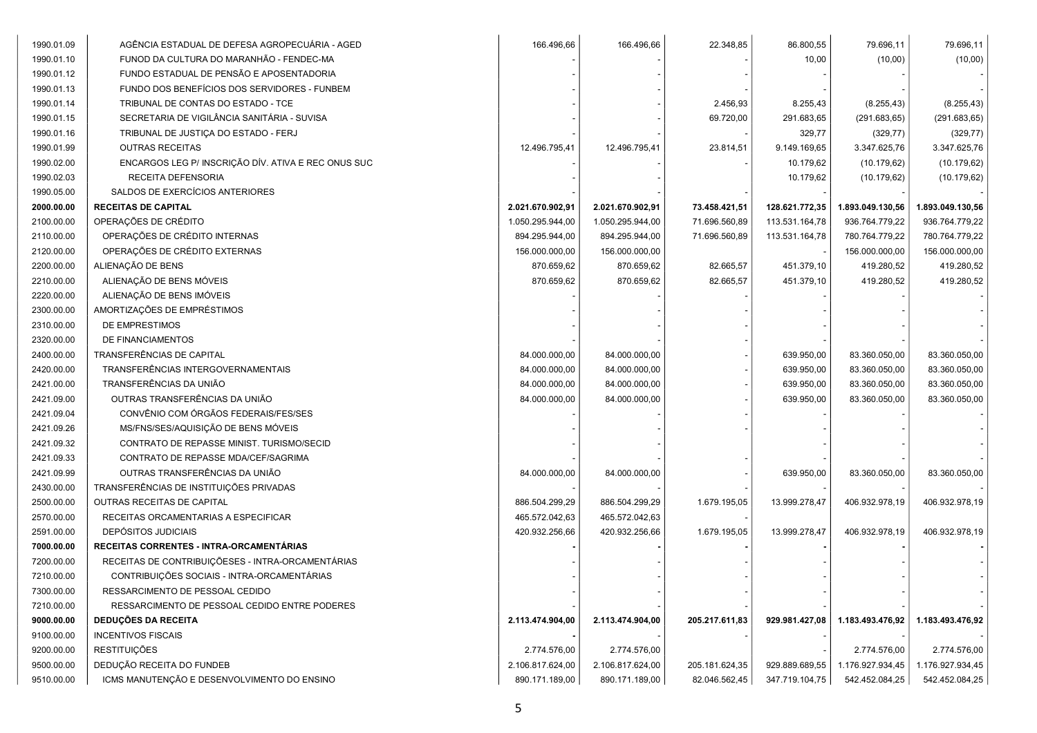| | | | | | | | |
|---|---|---|---|---|---|---|---|
| 1990.01.09 | AGÊNCIA ESTADUAL DE DEFESA AGROPECUÁRIA - AGED | 166.496,66 | 166.496,66 | 22.348,85 | 86.800,55 | 79.696,11 | 79.696,11 |
| 1990.01.10 | FUNOD DA CULTURA DO MARANHÃO - FENDEC-MA | - | - | - | 10,00 | (10,00) | (10,00) |
| 1990.01.12 | FUNDO ESTADUAL DE PENSÃO E APOSENTADORIA | - | - | - | - | - | - |
| 1990.01.13 | FUNDO DOS BENEFÍCIOS DOS SERVIDORES - FUNBEM | - | - | - | - | - | - |
| 1990.01.14 | TRIBUNAL DE CONTAS DO ESTADO - TCE | - | - | 2.456,93 | 8.255,43 | (8.255,43) | (8.255,43) |
| 1990.01.15 | SECRETARIA DE VIGILÂNCIA SANITÁRIA - SUVISA | - | - | 69.720,00 | 291.683,65 | (291.683,65) | (291.683,65) |
| 1990.01.16 | TRIBUNAL DE JUSTIÇA DO ESTADO - FERJ | - | - | - | 329,77 | (329,77) | (329,77) |
| 1990.01.99 | OUTRAS RECEITAS | 12.496.795,41 | 12.496.795,41 | 23.814,51 | 9.149.169,65 | 3.347.625,76 | 3.347.625,76 |
| 1990.02.00 | ENCARGOS LEG P/ INSCRIÇÃO DÍV. ATIVA E REC ONUS SUC | - | - | - | 10.179,62 | (10.179,62) | (10.179,62) |
| 1990.02.03 | RECEITA DEFENSORIA | - | - | - | 10.179,62 | (10.179,62) | (10.179,62) |
| 1990.05.00 | SALDOS DE EXERCÍCIOS ANTERIORES | - | - | - | - | - | - |
| **2000.00.00** | **RECEITAS DE CAPITAL** | **2.021.670.902,91** | **2.021.670.902,91** | **73.458.421,51** | **128.621.772,35** | **1.893.049.130,56** | **1.893.049.130,56** |
| 2100.00.00 | OPERAÇÕES DE CRÉDITO | 1.050.295.944,00 | 1.050.295.944,00 | 71.696.560,89 | 113.531.164,78 | 936.764.779,22 | 936.764.779,22 |
| 2110.00.00 | OPERAÇÕES DE CRÉDITO INTERNAS | 894.295.944,00 | 894.295.944,00 | 71.696.560,89 | 113.531.164,78 | 780.764.779,22 | 780.764.779,22 |
| 2120.00.00 | OPERAÇÕES DE CRÉDITO EXTERNAS | 156.000.000,00 | 156.000.000,00 | | - | 156.000.000,00 | 156.000.000,00 |
| 2200.00.00 | ALIENAÇÃO DE BENS | 870.659,62 | 870.659,62 | 82.665,57 | 451.379,10 | 419.280,52 | 419.280,52 |
| 2210.00.00 | ALIENAÇÃO DE BENS MÓVEIS | 870.659,62 | 870.659,62 | 82.665,57 | 451.379,10 | 419.280,52 | 419.280,52 |
| 2220.00.00 | ALIENAÇÃO DE BENS IMÓVEIS | - | - | - | - | - | - |
| 2300.00.00 | AMORTIZAÇÕES DE EMPRÉSTIMOS | - | - | - | - | - | - |
| 2310.00.00 | DE EMPRESTIMOS | - | - | - | - | - | - |
| 2320.00.00 | DE FINANCIAMENTOS | - | - | - | - | - | - |
| 2400.00.00 | TRANSFERÊNCIAS DE CAPITAL | 84.000.000,00 | 84.000.000,00 | - | 639.950,00 | 83.360.050,00 | 83.360.050,00 |
| 2420.00.00 | TRANSFERÊNCIAS INTERGOVERNAMENTAIS | 84.000.000,00 | 84.000.000,00 | - | 639.950,00 | 83.360.050,00 | 83.360.050,00 |
| 2421.00.00 | TRANSFERÊNCIAS DA UNIÃO | 84.000.000,00 | 84.000.000,00 | - | 639.950,00 | 83.360.050,00 | 83.360.050,00 |
| 2421.09.00 | OUTRAS TRANSFERÊNCIAS DA UNIÃO | 84.000.000,00 | 84.000.000,00 | - | 639.950,00 | 83.360.050,00 | 83.360.050,00 |
| 2421.09.04 | CONVÊNIO COM ÓRGÃOS FEDERAIS/FES/SES | - | - | - | - | - | - |
| 2421.09.26 | MS/FNS/SES/AQUISIÇÃO DE BENS MÓVEIS | - | - | - | - | - | - |
| 2421.09.32 | CONTRATO DE REPASSE MINIST. TURISMO/SECID | - | - | - | - | - | - |
| 2421.09.33 | CONTRATO DE REPASSE MDA/CEF/SAGRIMA | - | - | - | - | - | - |
| 2421.09.99 | OUTRAS TRANSFERÊNCIAS DA UNIÃO | 84.000.000,00 | 84.000.000,00 | - | 639.950,00 | 83.360.050,00 | 83.360.050,00 |
| 2430.00.00 | TRANSFERÊNCIAS DE INSTITUIÇÕES PRIVADAS | - | - | - | - | - | - |
| 2500.00.00 | OUTRAS RECEITAS DE CAPITAL | 886.504.299,29 | 886.504.299,29 | 1.679.195,05 | 13.999.278,47 | 406.932.978,19 | 406.932.978,19 |
| 2570.00.00 | RECEITAS ORCAMENTARIAS A ESPECIFICAR | 465.572.042,63 | 465.572.042,63 | - | | | |
| 2591.00.00 | DEPÓSITOS JUDICIAIS | 420.932.256,66 | 420.932.256,66 | 1.679.195,05 | 13.999.278,47 | 406.932.978,19 | 406.932.978,19 |
| **7000.00.00** | **RECEITAS CORRENTES - INTRA-ORCAMENTÁRIAS** | **-** | **-** | **-** | **-** | **-** | **-** |
| 7200.00.00 | RECEITAS DE CONTRIBUIÇÕESES - INTRA-ORCAMENTÁRIAS | - | - | - | - | - | - |
| 7210.00.00 | CONTRIBUIÇÕES SOCIAIS - INTRA-ORCAMENTÁRIAS | - | - | - | - | - | - |
| 7300.00.00 | RESSARCIMENTO DE PESSOAL CEDIDO | - | - | - | - | - | - |
| 7210.00.00 | RESSARCIMENTO DE PESSOAL CEDIDO ENTRE PODERES | - | - | - | - | - | - |
| **9000.00.00** | **DEDUÇÕES DA RECEITA** | **2.113.474.904,00** | **2.113.474.904,00** | **205.217.611,83** | **929.981.427,08** | **1.183.493.476,92** | **1.183.493.476,92** |
| 9100.00.00 | INCENTIVOS FISCAIS | - | - | - | - | - | - |
| 9200.00.00 | RESTITUIÇÕES | 2.774.576,00 | 2.774.576,00 | | - | 2.774.576,00 | 2.774.576,00 |
| 9500.00.00 | DEDUÇÃO RECEITA DO FUNDEB | 2.106.817.624,00 | 2.106.817.624,00 | 205.181.624,35 | 929.889.689,55 | 1.176.927.934,45 | 1.176.927.934,45 |
| 9510.00.00 | ICMS MANUTENÇÃO E DESENVOLVIMENTO DO ENSINO | 890.171.189,00 | 890.171.189,00 | 82.046.562,45 | 347.719.104,75 | 542.452.084,25 | 542.452.084,25 |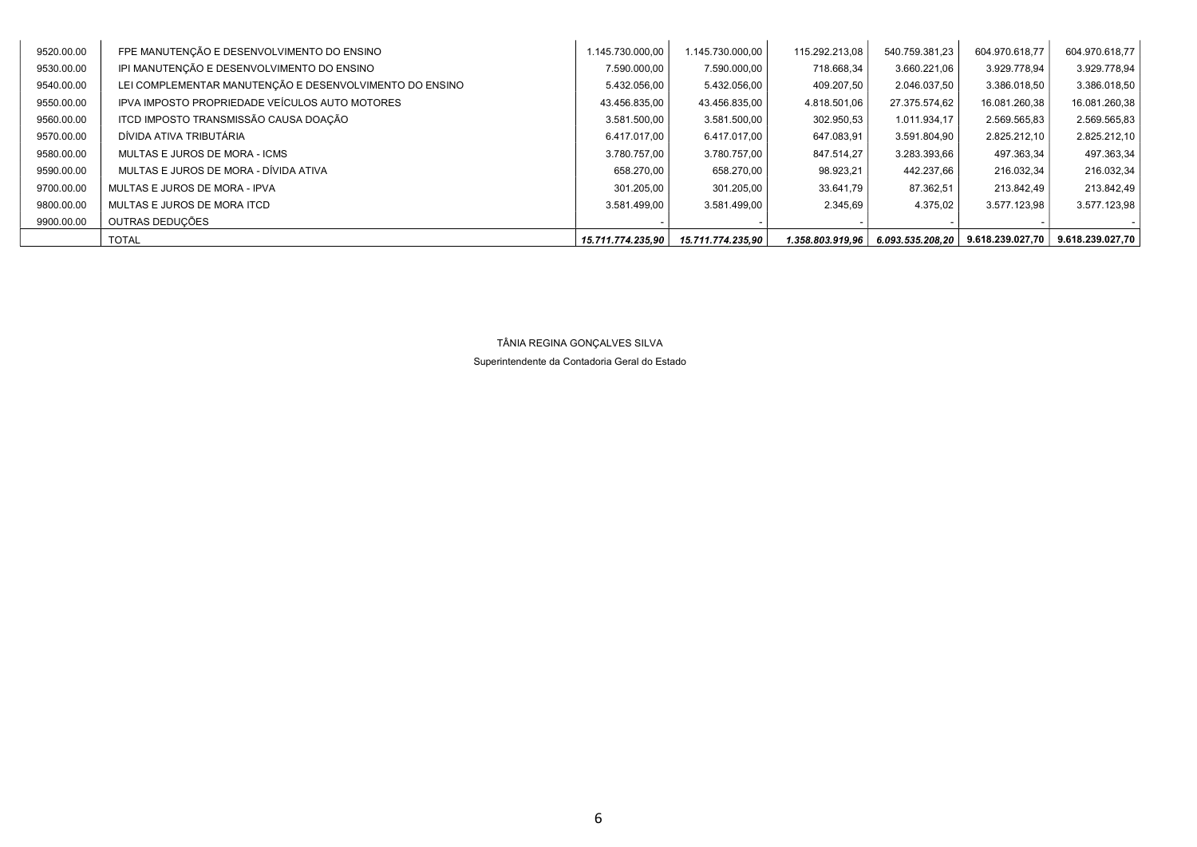| | | | | | | | |
|---|---|---|---|---|---|---|---|
| 9520.00.00 | FPE MANUTENÇÃO E DESENVOLVIMENTO DO ENSINO | 1.145.730.000,00 | 1.145.730.000,00 | 115.292.213,08 | 540.759.381,23 | 604.970.618,77 | 604.970.618,77 |
| 9530.00.00 | IPI MANUTENÇÃO E DESENVOLVIMENTO DO ENSINO | 7.590.000,00 | 7.590.000,00 | 718.668,34 | 3.660.221,06 | 3.929.778,94 | 3.929.778,94 |
| 9540.00.00 | LEI COMPLEMENTAR MANUTENÇÃO E DESENVOLVIMENTO DO ENSINO | 5.432.056,00 | 5.432.056,00 | 409.207,50 | 2.046.037,50 | 3.386.018,50 | 3.386.018,50 |
| 9550.00.00 | IPVA IMPOSTO PROPRIEDADE VEÍCULOS AUTO MOTORES | 43.456.835,00 | 43.456.835,00 | 4.818.501,06 | 27.375.574,62 | 16.081.260,38 | 16.081.260,38 |
| 9560.00.00 | ITCD IMPOSTO TRANSMISSÃO CAUSA DOAÇÃO | 3.581.500,00 | 3.581.500,00 | 302.950,53 | 1.011.934,17 | 2.569.565,83 | 2.569.565,83 |
| 9570.00.00 | DÍVIDA ATIVA TRIBUTÁRIA | 6.417.017,00 | 6.417.017,00 | 647.083,91 | 3.591.804,90 | 2.825.212,10 | 2.825.212,10 |
| 9580.00.00 | MULTAS E JUROS DE MORA - ICMS | 3.780.757,00 | 3.780.757,00 | 847.514,27 | 3.283.393,66 | 497.363,34 | 497.363,34 |
| 9590.00.00 | MULTAS E JUROS DE MORA - DÍVIDA ATIVA | 658.270,00 | 658.270,00 | 98.923,21 | 442.237,66 | 216.032,34 | 216.032,34 |
| 9700.00.00 | MULTAS E JUROS DE MORA - IPVA | 301.205,00 | 301.205,00 | 33.641,79 | 87.362,51 | 213.842,49 | 213.842,49 |
| 9800.00.00 | MULTAS E JUROS DE MORA ITCD | 3.581.499,00 | 3.581.499,00 | 2.345,69 | 4.375,02 | 3.577.123,98 | 3.577.123,98 |
| 9900.00.00 | OUTRAS DEDUÇÕES | - | - | - | - | - | - |
| | TOTAL | *15.711.774.235,90* | *15.711.774.235,90* | *1.358.803.919,96* | *6.093.535.208,20* | 9.618.239.027,70 | 9.618.239.027,70 |

TÂNIA REGINA GONÇALVES SILVA

Superintendente da Contadoria Geral do Estado